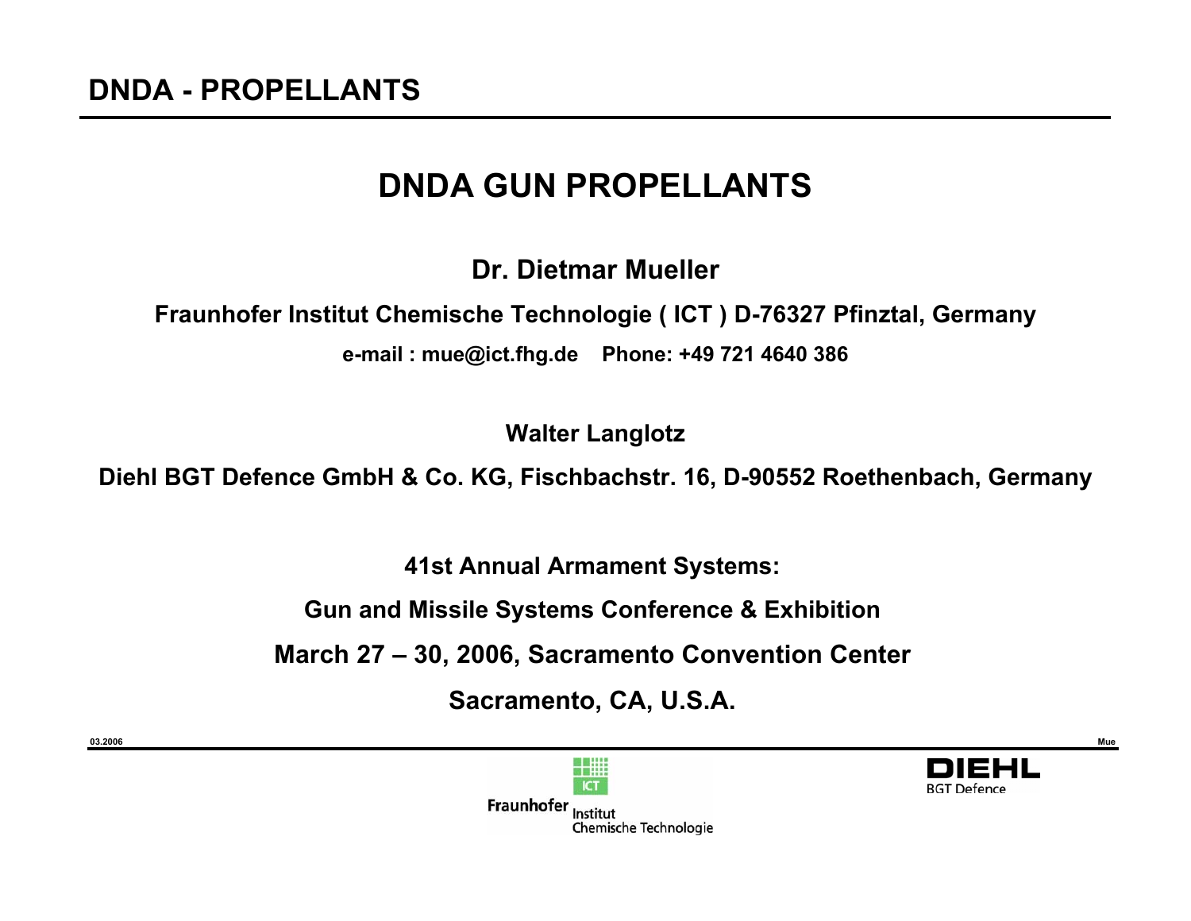# DNDA GUN PROPELLANTS

**Dr. Dietmar Mueller**

**Fraunhofer Institut Chemische Technologie ( ICT ) D-76327 Pfinztal, Germany**

**e-mail : mue@ict.fhg.de Phone: +49 721 4640 386**

**Walter Langlotz**

**Diehl BGT Defence GmbH & Co. KG, Fischbachstr. 16, D-90552 Roethenbach, Germany**

**41st Annual Armament Systems:**

**Gun and Missile Systems Conference & Exhibition**

**March 27 – 30, 2006, Sacramento Convention Center**

**Sacramento, CA, U.S.A.**

Fraunhofer Institut Chemische Technologie

DIEHL BGT Defence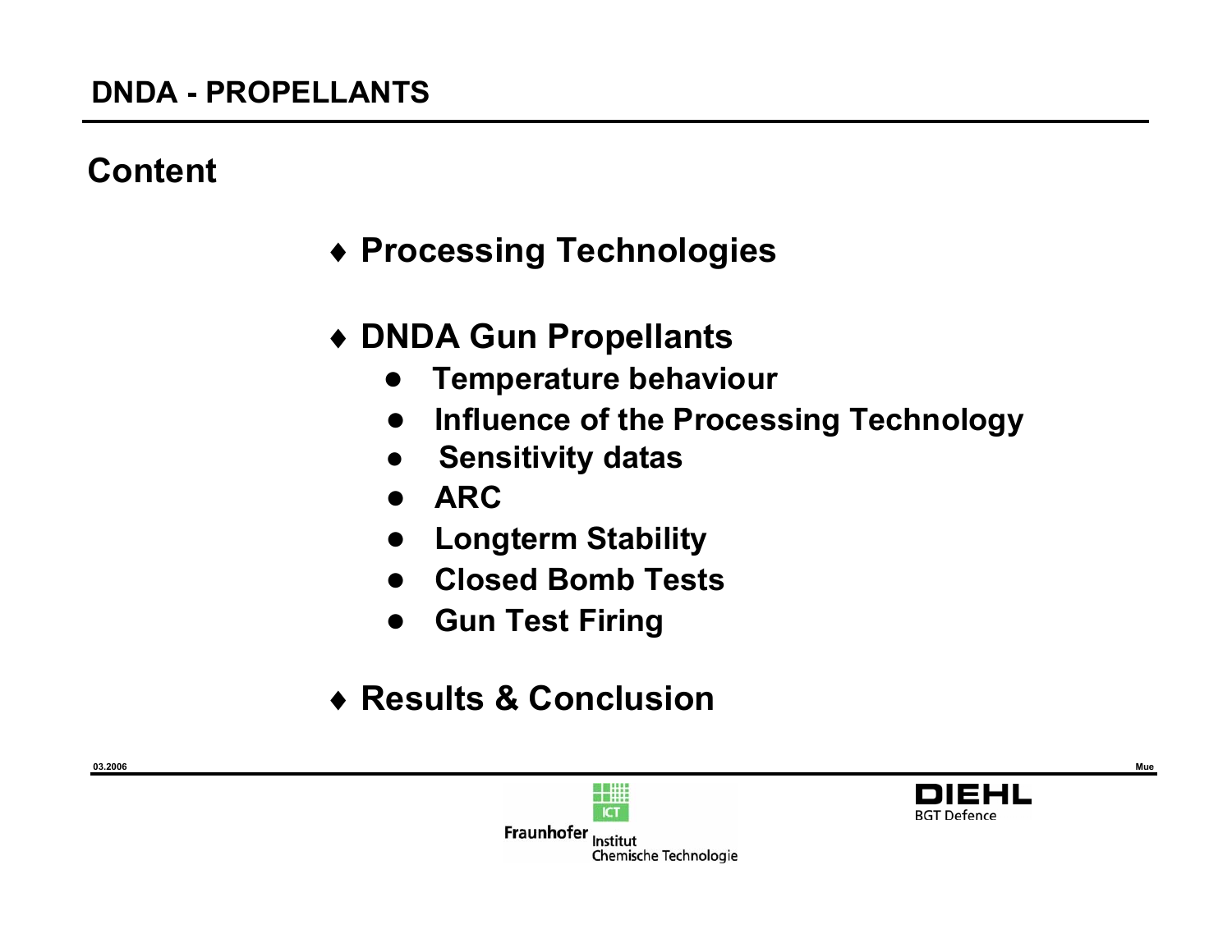## Content

- Processing Technologies
- DNDA Gun Propellants
  - Temperature behaviour
  - Influence of the Processing Technology
  - Sensitivity datas
  - ARC
  - Longterm Stability
  - Closed Bomb Tests
  - Gun Test Firing
- Results & Conclusion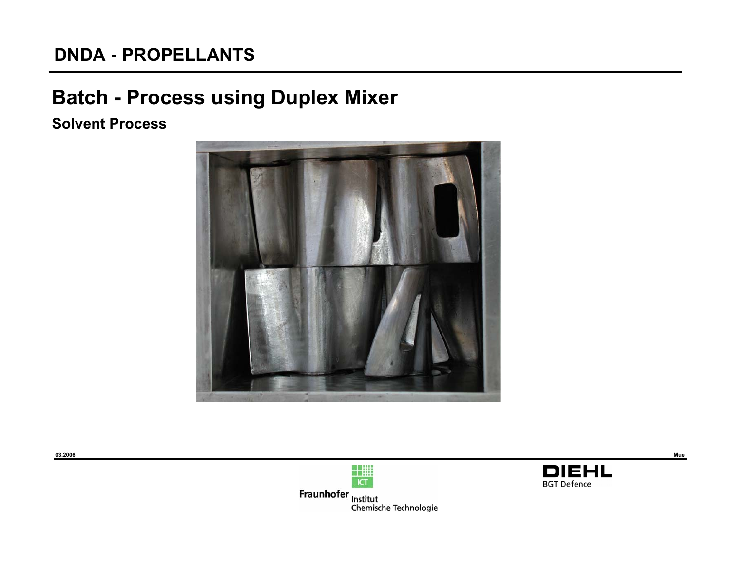# DNDA - PROPELLANTS

## Batch - Process using Duplex Mixer

### Solvent Process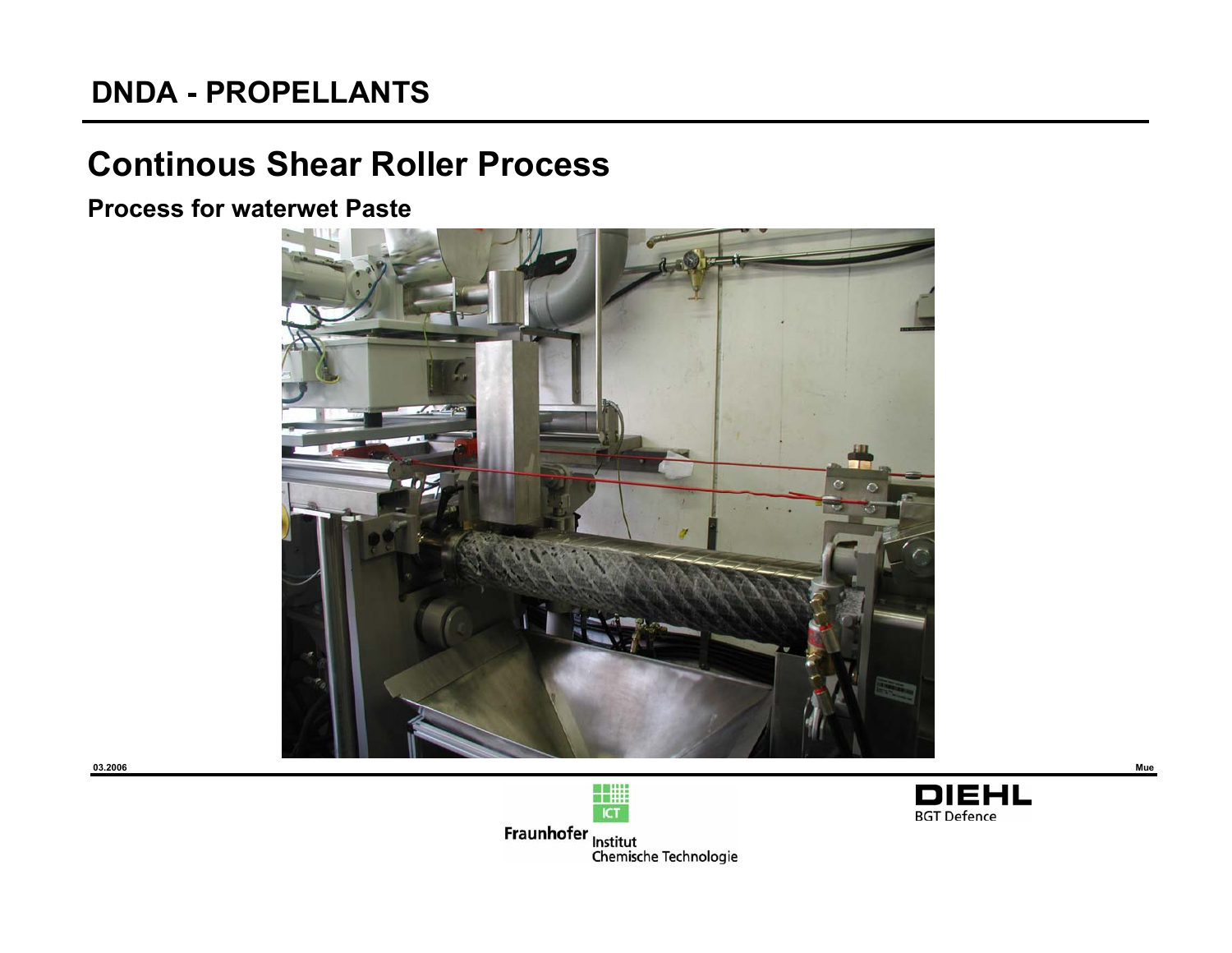## DNDA - PROPELLANTS

# Continous Shear Roller Process

### Process for waterwet Paste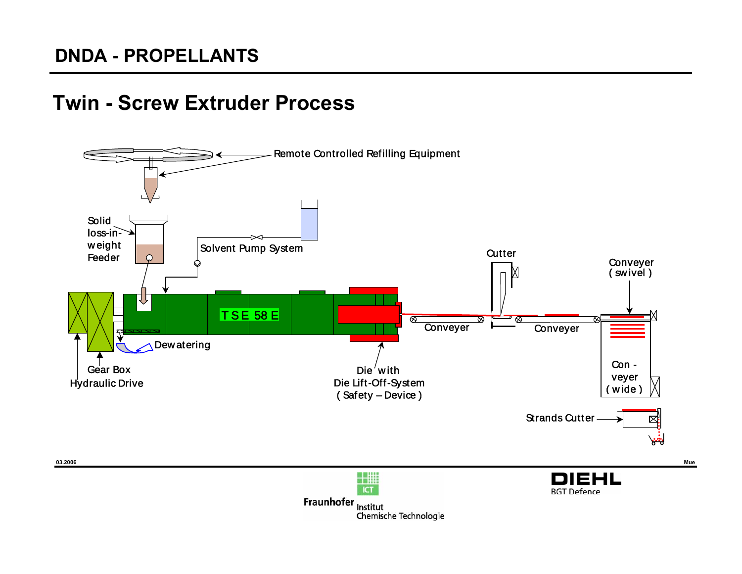# DNDA - PROPELLANTS

## Twin - Screw Extruder Process

Remote Controlled Refilling Equipment

Solid loss-in-weight Feeder

Solvent Pump System

TSE 58 E

Cutter

Conveyer (swivel)

Conveyer

Conveyer

Con - veyer (wide)

Dewatering

Gear Box

Hydraulic Drive

Die with Die Lift-Off-System (Safety – Device)

Strands Cutter

03.2006

Mue

Fraunhofer Institut Chemische Technologie ICT

DIEHL BGT Defence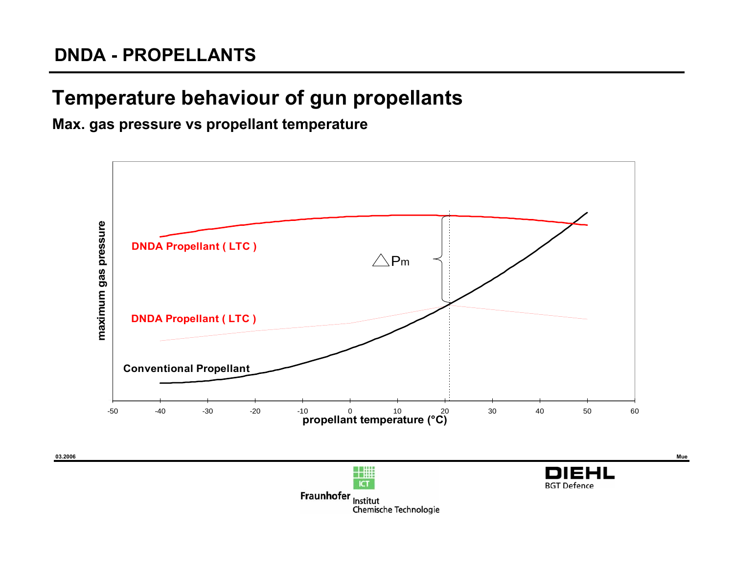## DNDA - PROPELLANTS

# Temperature behaviour of gun propellants

**Max. gas pressure vs propellant temperature**

maximum gas pressure

DNDA Propellant ( LTC )

$\triangle P_m$

DNDA Propellant ( LTC )

Conventional Propellant

-50 -40 -30 -20 -10 0 10 20 30 40 50 60

propellant temperature (°C)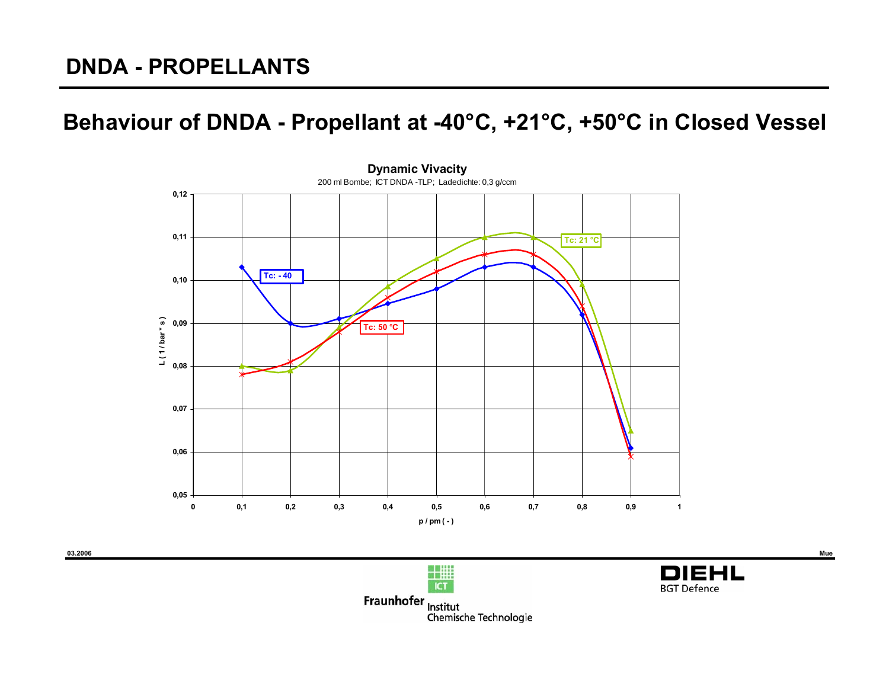# DNDA - PROPELLANTS

## Behaviour of DNDA - Propellant at -40°C, +21°C, +50°C in Closed Vessel

**Dynamic Vivacity**

200 ml Bombe; ICT DNDA -TLP; Ladedichte: 0,3 g/ccm

L ( 1 / bar * s )

p / pm ( - )

Tc: - 40

Tc: 21 °C

Tc: 50 °C

03.2006

Mue

Fraunhofer Institut Chemische Technologie

DIEHL BGT Defence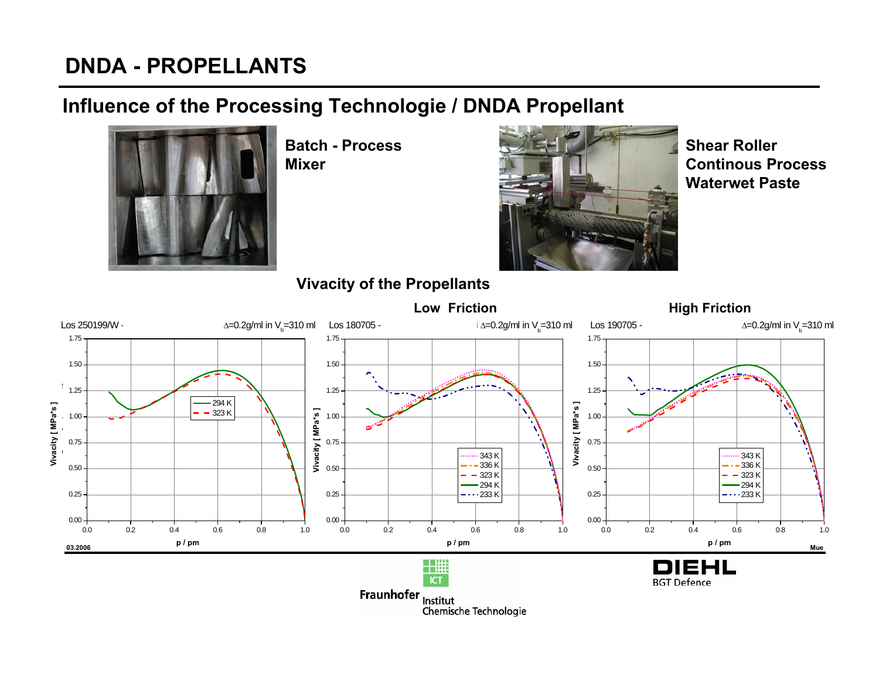# DNDA - PROPELLANTS

## Influence of the Processing Technologie / DNDA Propellant

**Batch - Process**
**Mixer**

**Shear Roller**
**Continous Process**
**Waterwet Paste**

### Vivacity of the Propellants

**Low Friction** | **High Friction**

Los 250199/W - $\Delta$=0.2g/ml in $V_b$=310 ml

Los 180705 - $\Delta$=0.2g/ml in $V_b$=310 ml

Los 190705 - $\Delta$=0.2g/ml in $V_b$=310 ml

Vivacity [ MPa*s ] vs. p / pm

Legend (left): 294 K, 323 K

Legend (middle, right): 343 K, 336 K, 323 K, 294 K, 233 K

03.2006 — Mue

Fraunhofer ICT Institut Chemische Technologie

DIEHL BGT Defence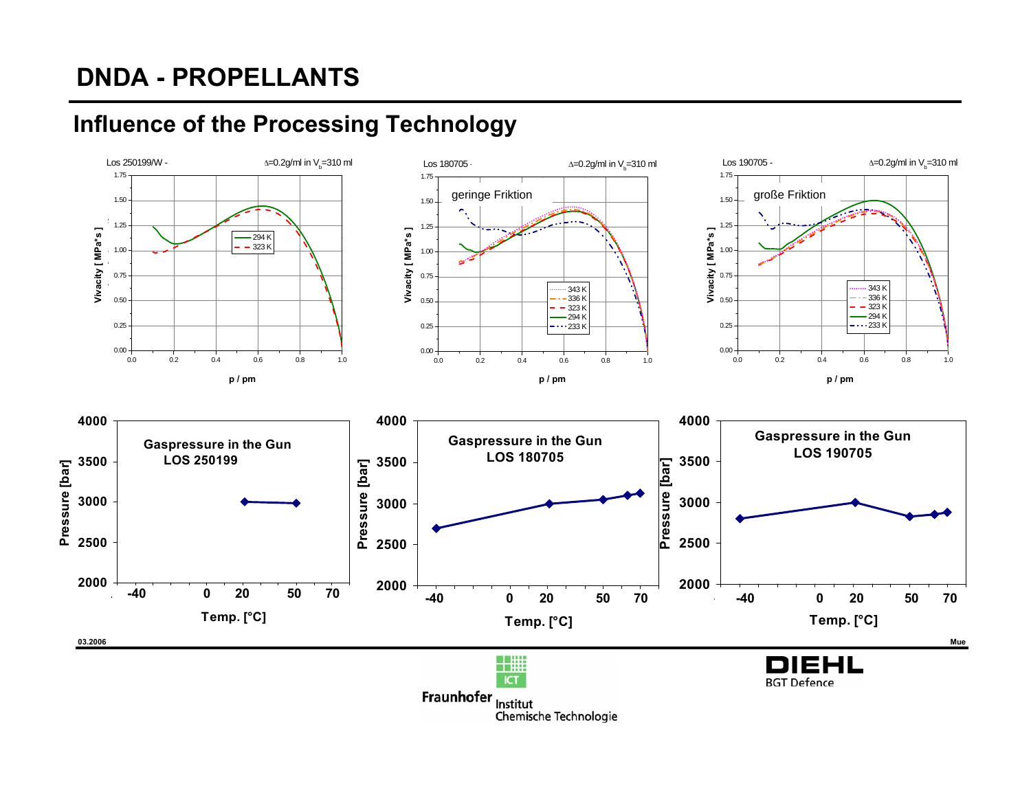# DNDA - PROPELLANTS

## Influence of the Processing Technology

Los 250199/W - $\Delta$=0.2g/ml in $V_b$=310 ml

Los 180705 - $\Delta$=0.2g/ml in $V_b$=310 ml — geringe Friktion

Los 190705 - $\Delta$=0.2g/ml in $V_b$=310 ml — große Friktion

Vivacity [ MPa*s ] vs. p / pm (curves: 343 K, 336 K, 323 K, 294 K, 233 K)

Gaspressure in the Gun LOS 250199

Gaspressure in the Gun LOS 180705

Gaspressure in the Gun LOS 190705

Pressure [bar] vs. Temp. [°C]

03.2006 Mue

Fraunhofer Institut Chemische Technologie ICT

DIEHL BGT Defence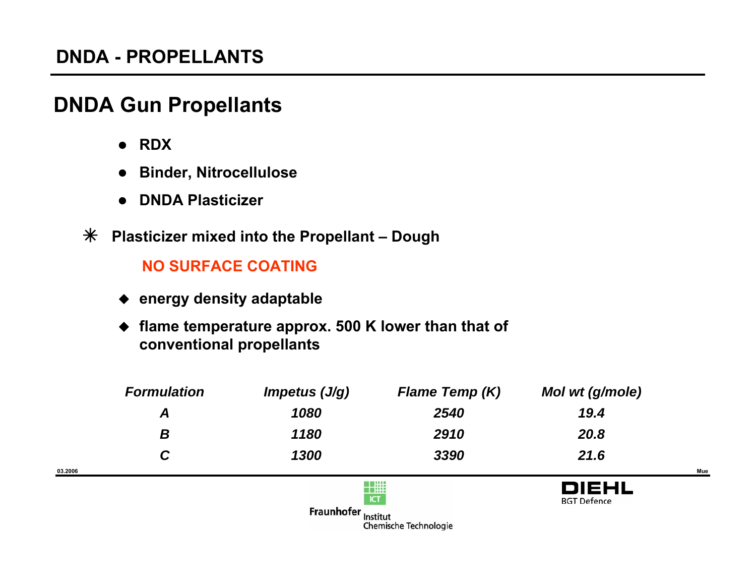## DNDA - PROPELLANTS

# DNDA Gun Propellants

- **RDX**
- **Binder, Nitrocellulose**
- **DNDA Plasticizer**

✳ **Plasticizer mixed into the Propellant – Dough**

**NO SURFACE COATING**

- **energy density adaptable**
- **flame temperature approx. 500 K lower than that of conventional propellants**

| *Formulation* | *Impetus (J/g)* | *Flame Temp (K)* | *Mol wt (g/mole)* |
|---|---|---|---|
| *A* | *1080* | *2540* | *19.4* |
| *B* | *1180* | *2910* | *20.8* |
| *C* | *1300* | *3390* | *21.6* |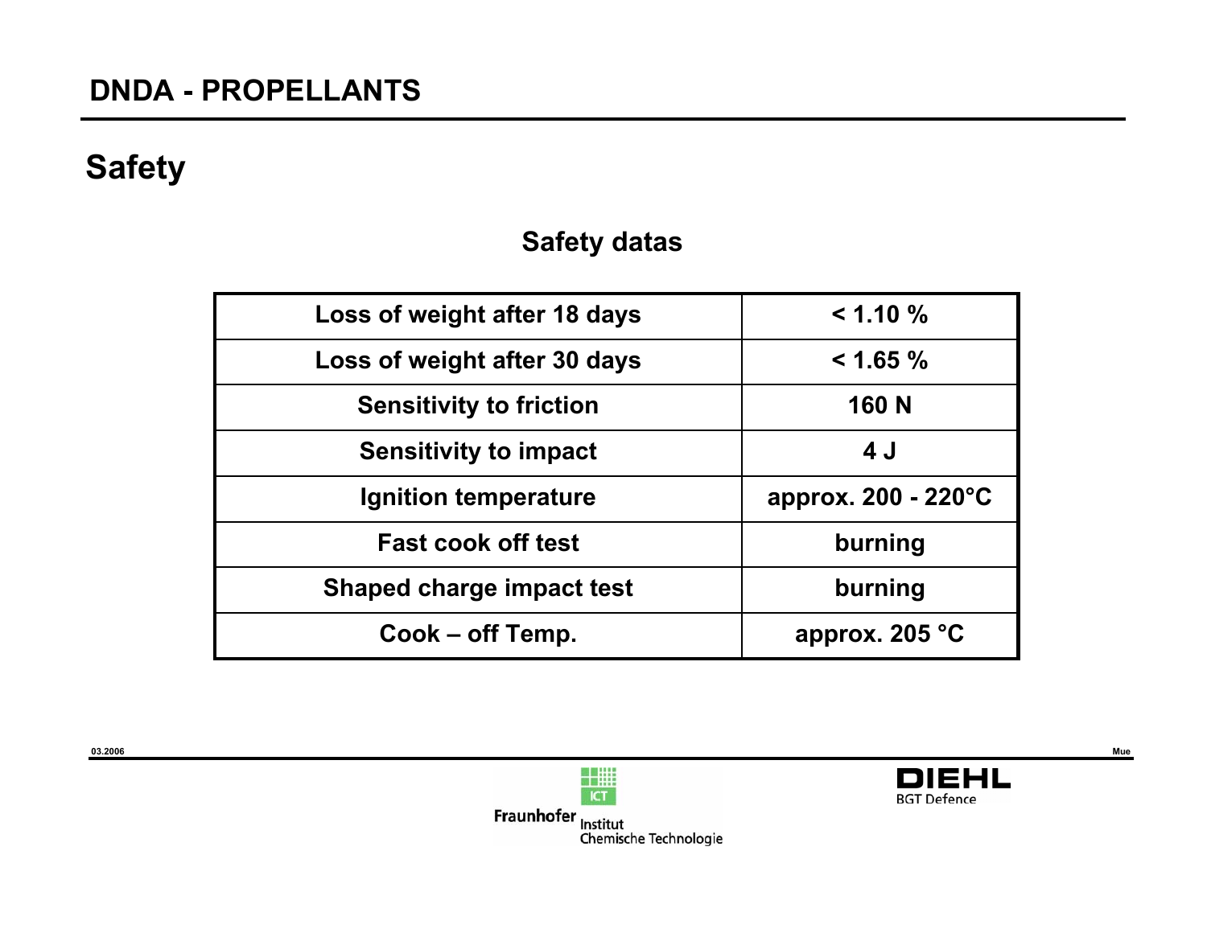# DNDA - PROPELLANTS

## Safety

### Safety datas

| Property | Value |
|---|---|
| Loss of weight after 18 days | < 1.10 % |
| Loss of weight after 30 days | < 1.65 % |
| Sensitivity to friction | 160 N |
| Sensitivity to impact | 4 J |
| Ignition temperature | approx. 200 - 220°C |
| Fast cook off test | burning |
| Shaped charge impact test | burning |
| Cook – off Temp. | approx. 205 °C |

03.2006

Mue

Fraunhofer Institut Chemische Technologie ICT

DIEHL BGT Defence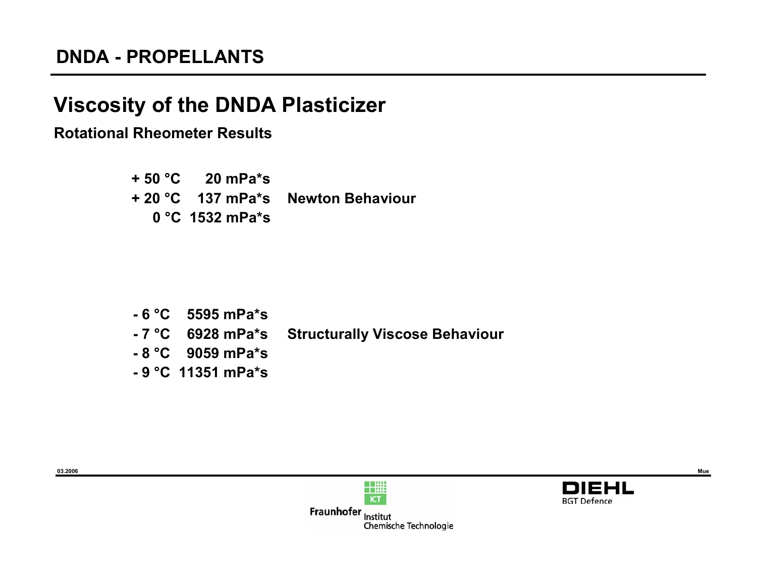## DNDA - PROPELLANTS

# Viscosity of the DNDA Plasticizer

### Rotational Rheometer Results

| Temperature | Viscosity | Behaviour |
| --- | --- | --- |
| + 50 °C | 20 mPa*s | |
| + 20 °C | 137 mPa*s | Newton Behaviour |
| 0 °C | 1532 mPa*s | |
| - 6 °C | 5595 mPa*s | |
| - 7 °C | 6928 mPa*s | Structurally Viscose Behaviour |
| - 8 °C | 9059 mPa*s | |
| - 9 °C | 11351 mPa*s | |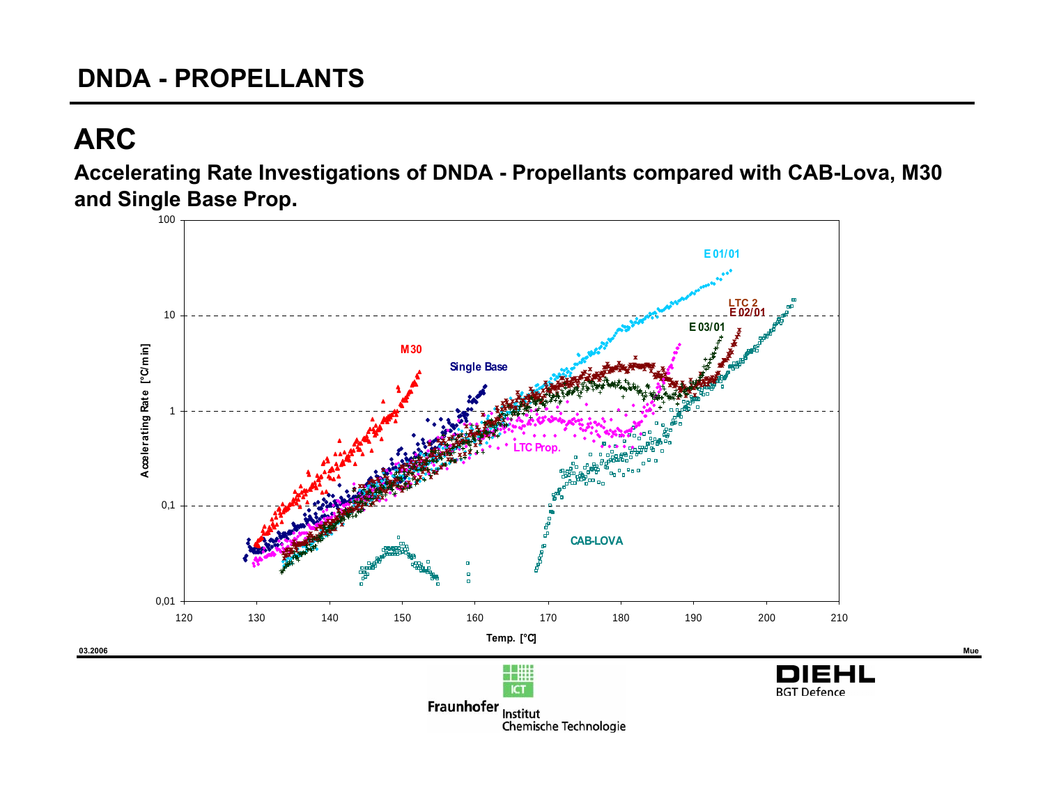# DNDA - PROPELLANTS

## ARC

**Accelerating Rate Investigations of DNDA - Propellants compared with CAB-Lova, M30 and Single Base Prop.**

Accelerating Rate [°C/min] vs. Temp. [°C]

Curves: M30, Single Base, E 01/01, LTC 2, E 02/01, E 03/01, LTC Prop., CAB-LOVA

03.2006

Mue

Fraunhofer Institut Chemische Technologie

ICT

DIEHL BGT Defence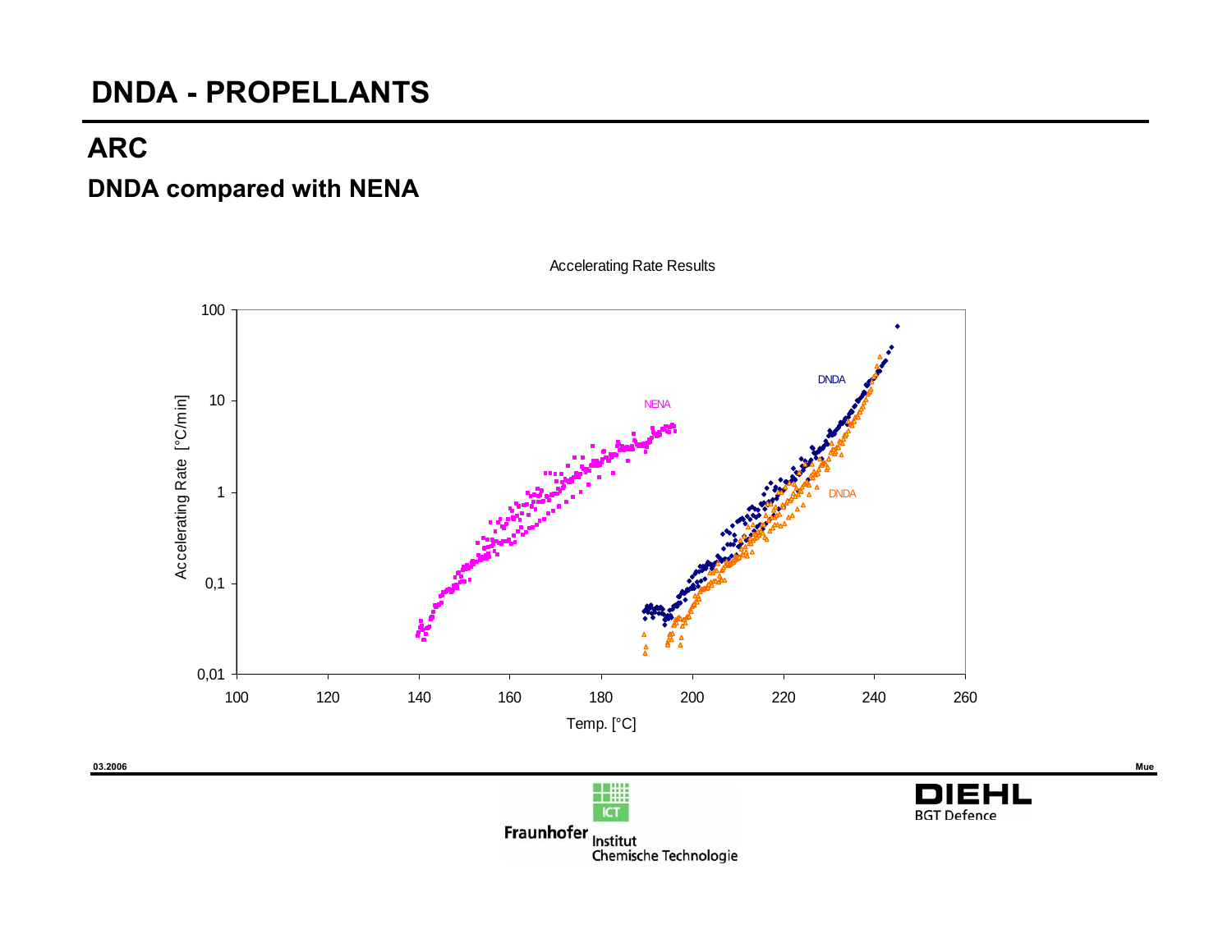# DNDA - PROPELLANTS

## ARC

### DNDA compared with NENA

Accelerating Rate Results

Accelerating Rate [°C/min]

Temp. [°C]

NENA

DNDA

DNDA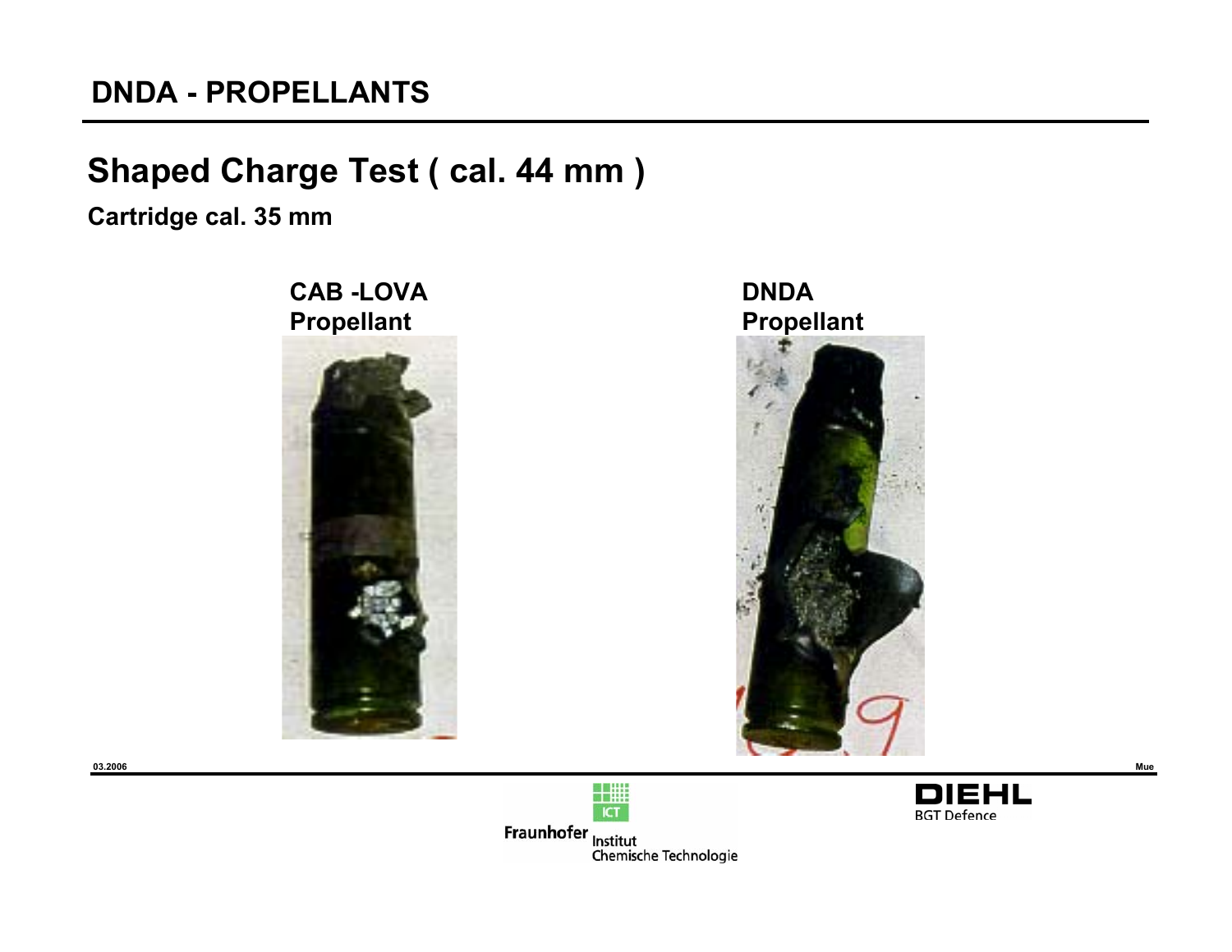## Shaped Charge Test ( cal. 44 mm )

**Cartridge cal. 35 mm**

**CAB -LOVA Propellant**

**DNDA Propellant**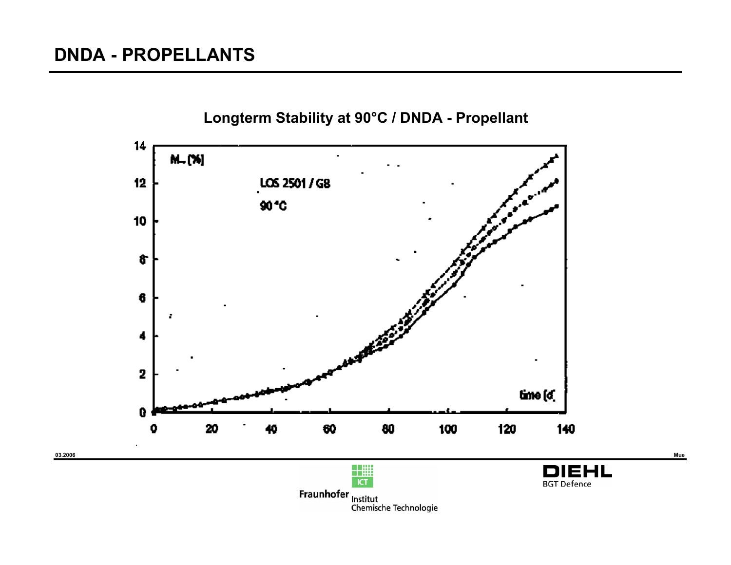# DNDA - PROPELLANTS

**Longterm Stability at 90°C / DNDA - Propellant**

M_ (%)

LOS 2501 / GB

90 °C

time (d)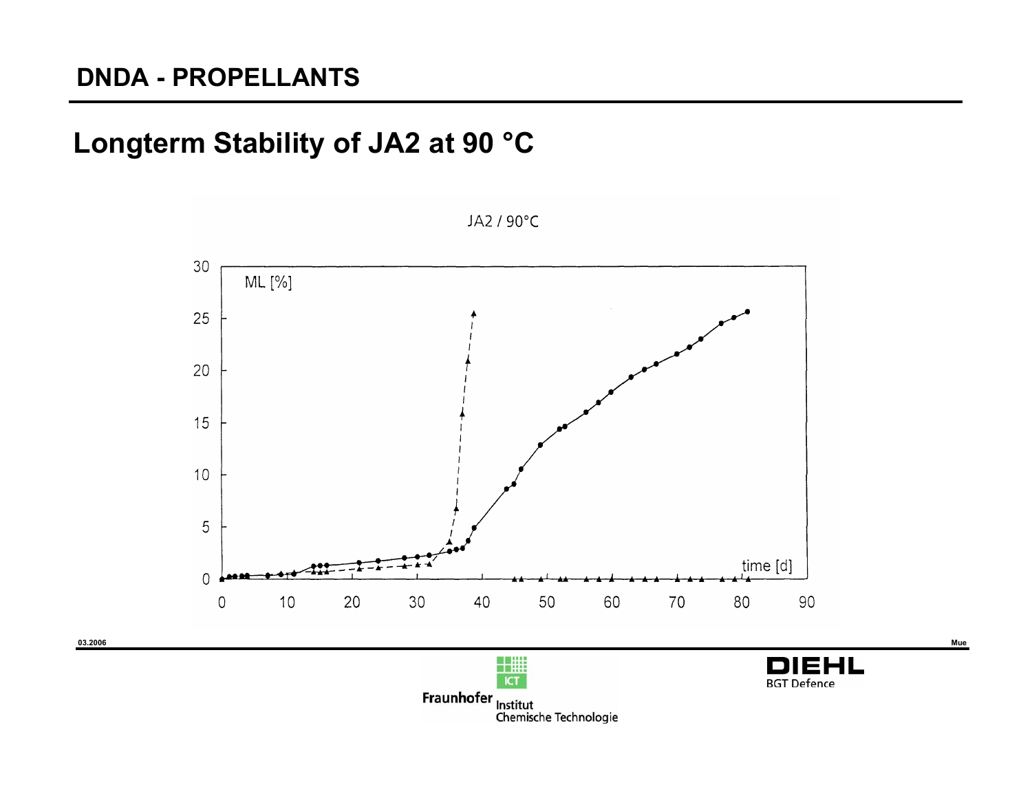## DNDA - PROPELLANTS

# Longterm Stability of JA2 at 90 °C

JA2 / 90°C

ML [%]

time [d]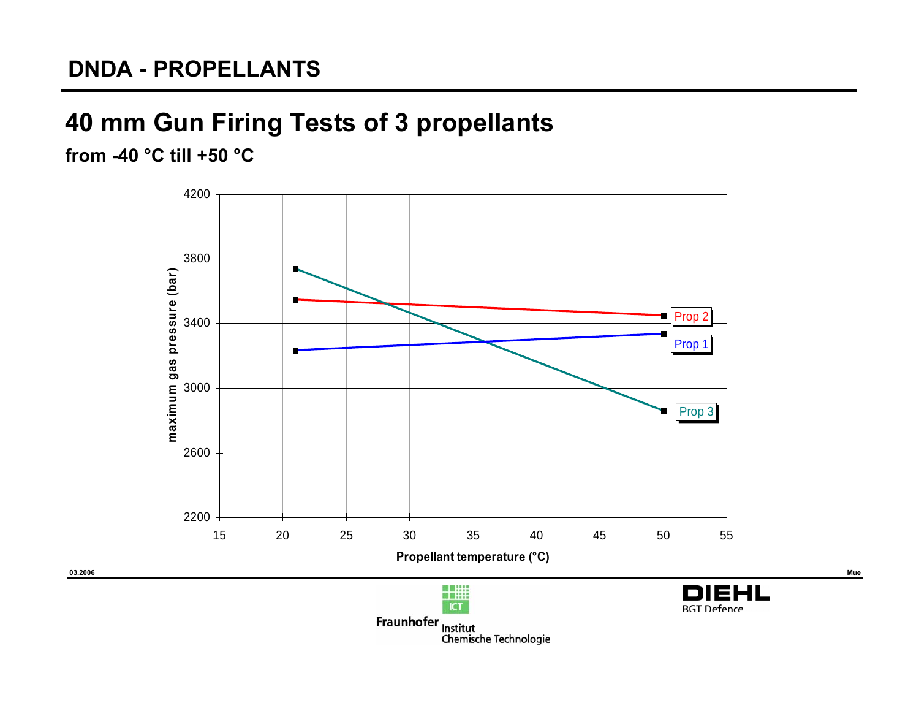# DNDA - PROPELLANTS

## 40 mm Gun Firing Tests of 3 propellants

**from -40 °C till +50 °C**

maximum gas pressure (bar)

4200

3800

3400

3000

2600

2200

15 20 25 30 35 40 45 50 55

Propellant temperature (°C)

Prop 2

Prop 1

Prop 3

03.2006

Mue

Fraunhofer Institut Chemische Technologie

ICT

DIEHL BGT Defence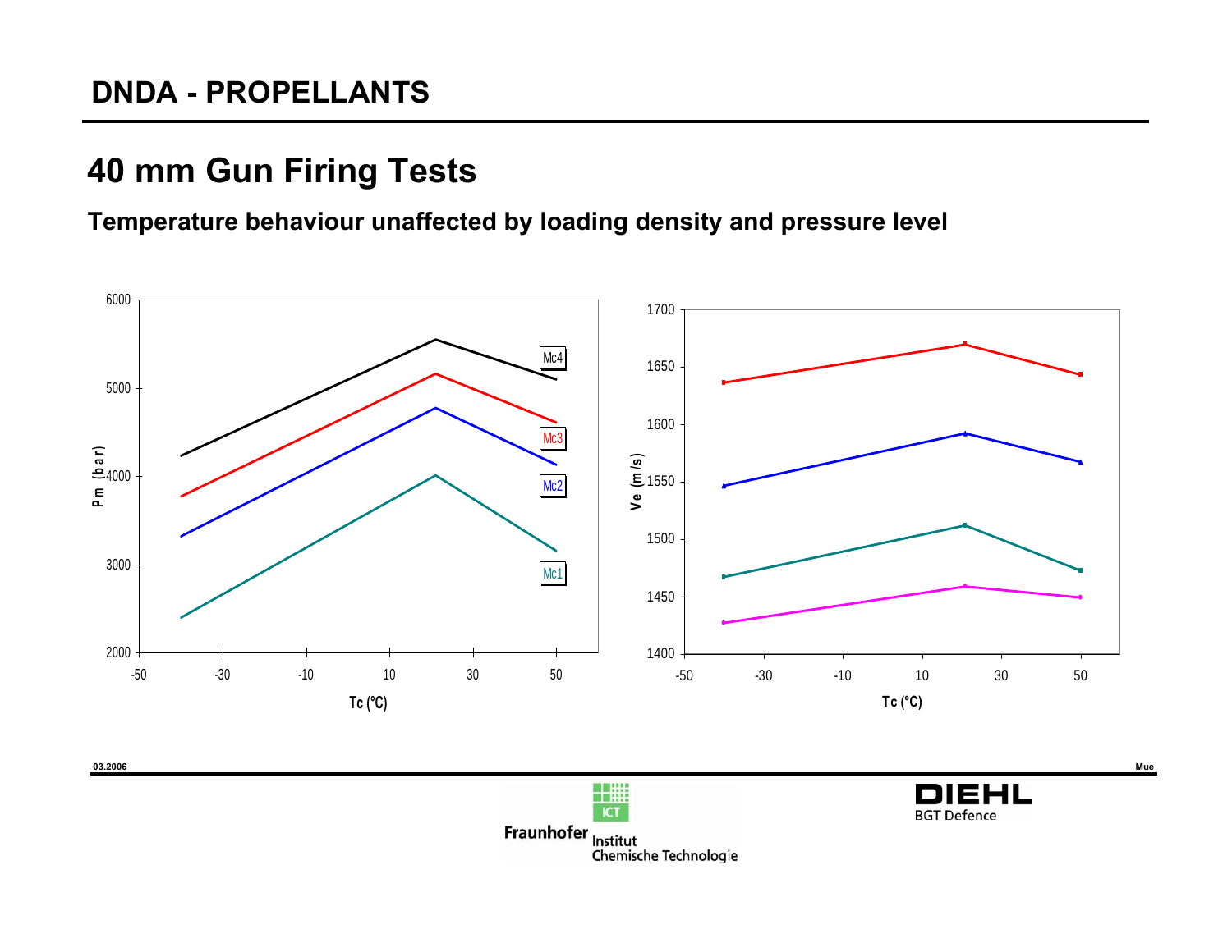# 40 mm Gun Firing Tests

### Temperature behaviour unaffected by loading density and pressure level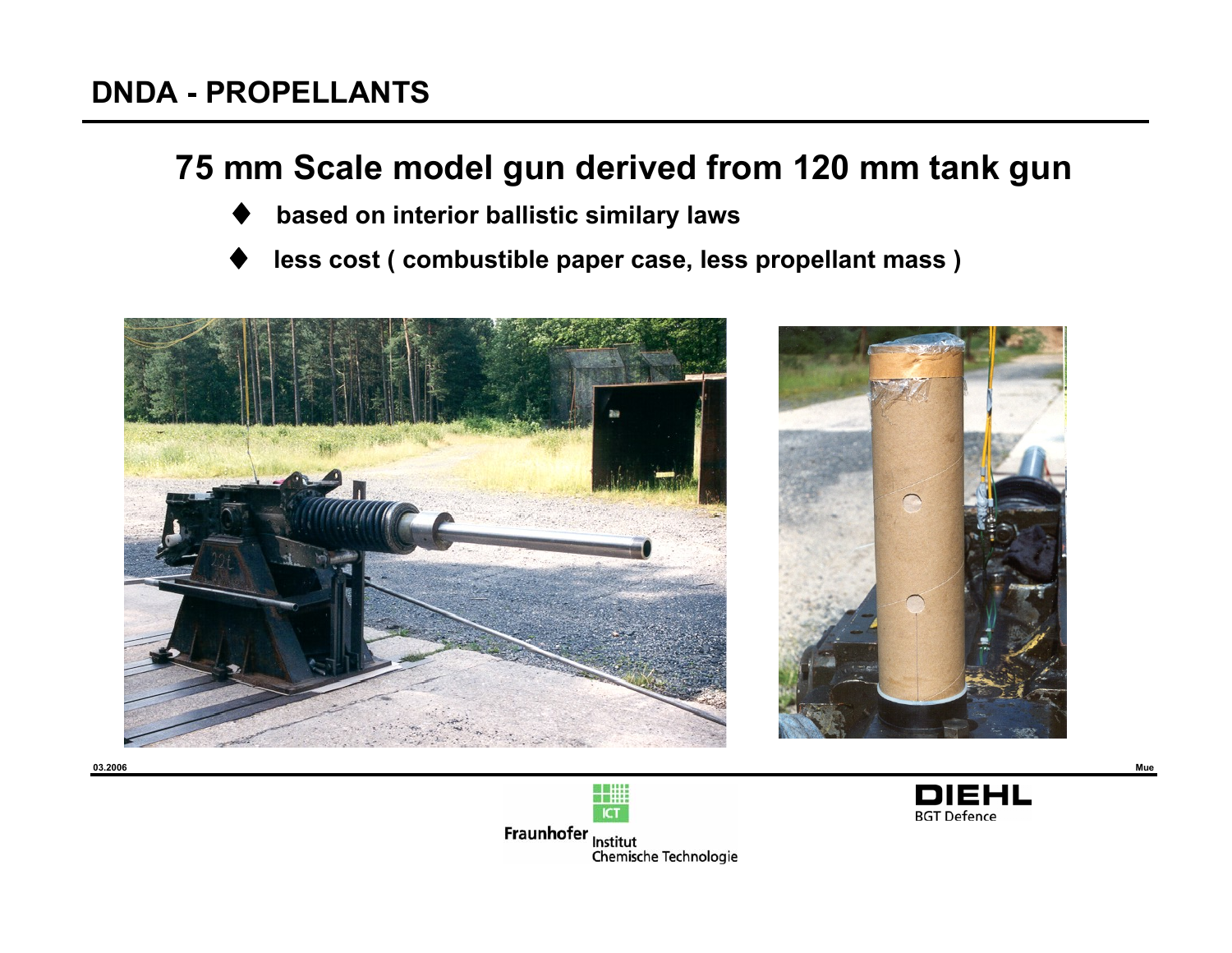## DNDA - PROPELLANTS

### 75 mm Scale model gun derived from 120 mm tank gun

- based on interior ballistic similary laws
- less cost ( combustible paper case, less propellant mass )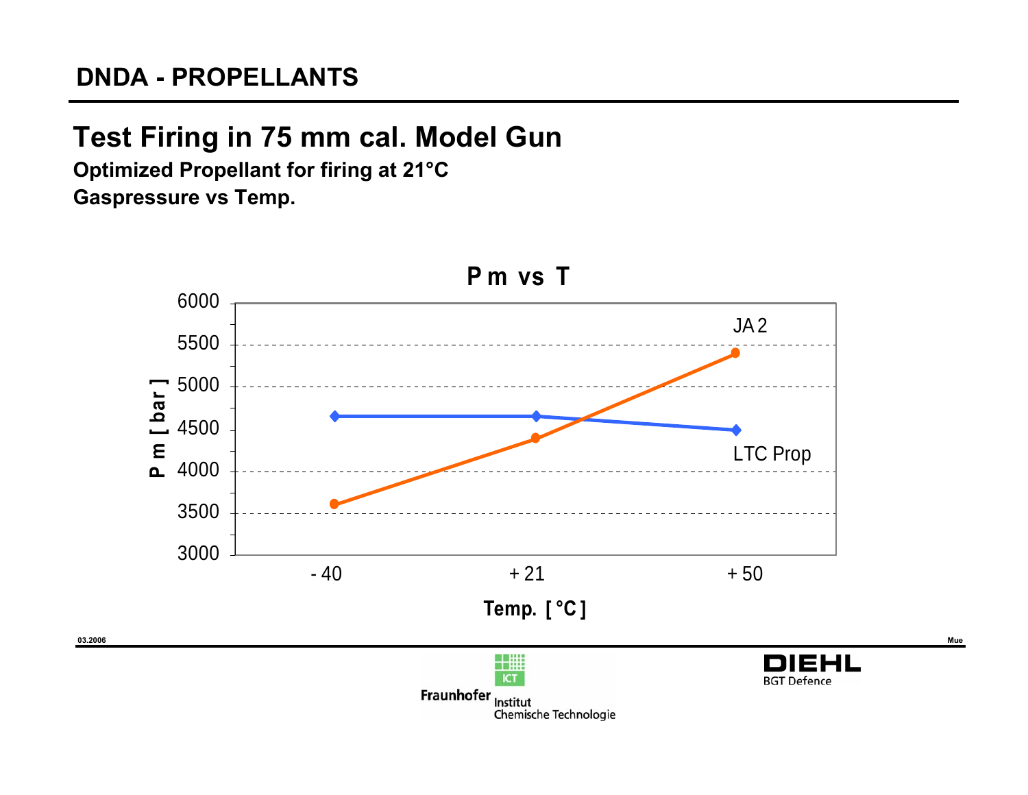## DNDA - PROPELLANTS

# Test Firing in 75 mm cal. Model Gun

**Optimized Propellant for firing at 21°C**

**Gaspressure vs Temp.**

**P m vs T**

| Temp. [ °C ] | JA 2 | LTC Prop |
|---|---|---|
| - 40 | ~3600 | ~4650 |
| + 21 | ~4400 | ~4650 |
| + 50 | ~5400 | ~4500 |

P m [ bar ]

03.2006

Mue

Fraunhofer ICT Institut Chemische Technologie

DIEHL BGT Defence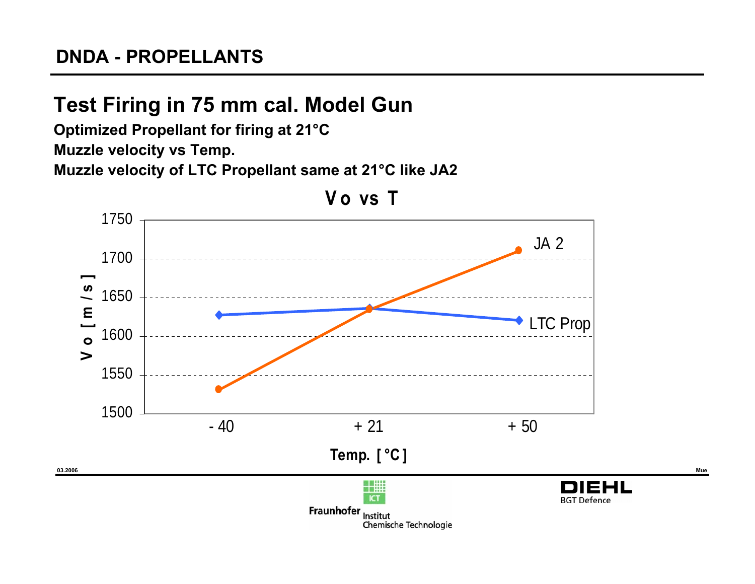## DNDA - PROPELLANTS

# Test Firing in 75 mm cal. Model Gun

**Optimized Propellant for firing at 21°C**

**Muzzle velocity vs Temp.**

**Muzzle velocity of LTC Propellant same at 21°C like JA2**

**Vo vs T**

| Temp. [°C] | JA 2 Vo [m/s] | LTC Prop Vo [m/s] |
|---|---|---|
| - 40 | ~1531 | ~1627 |
| + 21 | ~1634 | ~1636 |
| + 50 | ~1710 | ~1620 |

03.2006

Mue

Fraunhofer Institut Chemische Technologie ICT

DIEHL BGT Defence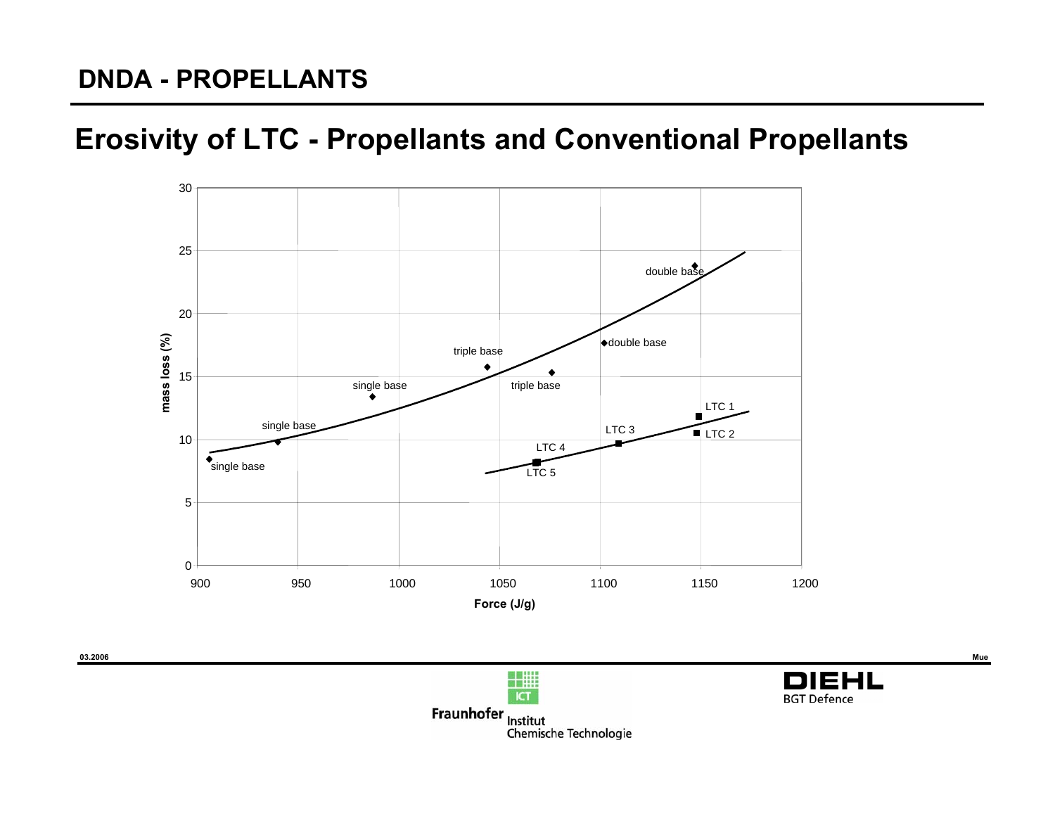## DNDA - PROPELLANTS

# Erosivity of LTC - Propellants and Conventional Propellants

mass loss (%)

30
25
20
15
10
5
0

900 950 1000 1050 1100 1150 1200

Force (J/g)

double base
double base
triple base
triple base
single base
single base
single base
LTC 1
LTC 2
LTC 3
LTC 4
LTC 5

03.2006

Mue

Fraunhofer Institut Chemische Technologie

DIEHL BGT Defence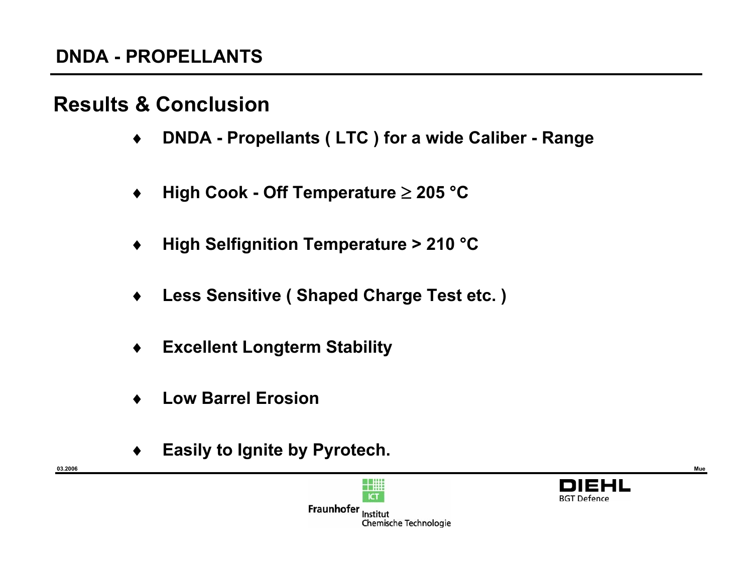# DNDA - PROPELLANTS

## Results & Conclusion

- DNDA - Propellants ( LTC ) for a wide Caliber - Range
- High Cook - Off Temperature $\geq$ 205 °C
- High Selfignition Temperature > 210 °C
- Less Sensitive ( Shaped Charge Test etc. )
- Excellent Longterm Stability
- Low Barrel Erosion
- Easily to Ignite by Pyrotech.